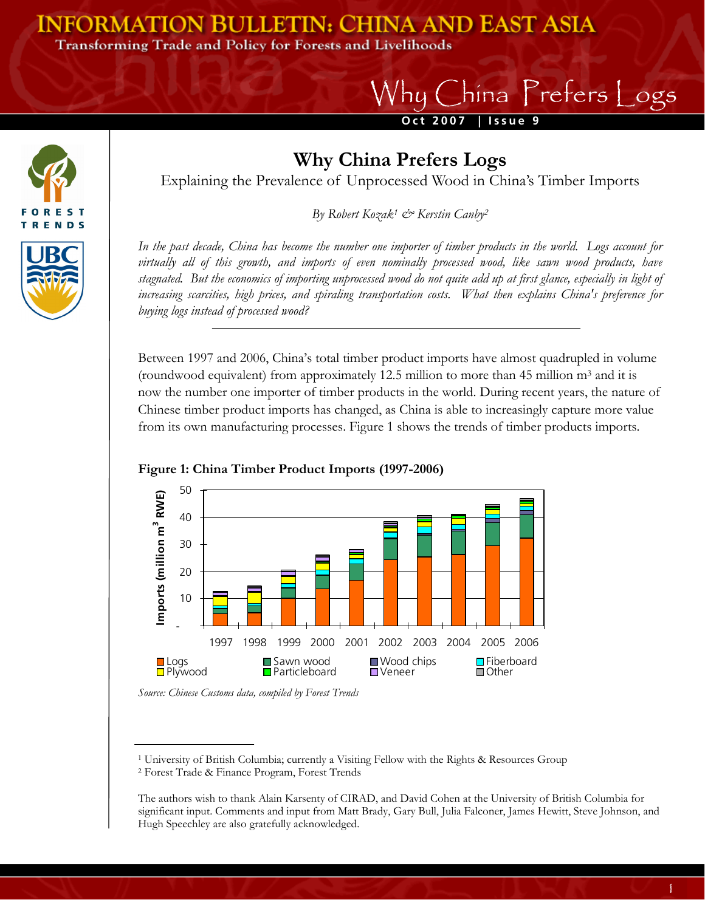# INFORMATION BULLETIN: CHINA AND EAST ASIA

Transforming Trade and Policy for Forests and Livelihoods

Oct 2007 | Issue 9

## Why China Prefers Logs

Explaining the Prevalence of Unprocessed Wood in China's Timber Imports

*By Robert Kozak[1] & Kerstin Canby[2]*

*In the past decade, China has become the number one importer of timber products in the world. Logs account for virtually all of this growth, and imports of even nominally processed wood, like sawn wood products, have stagnated. But the economics of importing unprocessed wood do not quite add up at first glance, especially in light of increasing scarcities, high prices, and spiraling transportation costs. What then explains China's preference for buying logs instead of processed wood?*

---

Between 1997 and 2006, China's total timber product imports have almost quadrupled in volume (roundwood equivalent) from approximately 12.5 million to more than 45 million m$^3$ and it is now the number one importer of timber products in the world. During recent years, the nature of Chinese timber product imports has changed, as China is able to increasingly capture more value from its own manufacturing processes. Figure 1 shows the trends of timber products imports.

**Figure 1: China Timber Product Imports (1997-2006)**

Source: Chinese Customs data, compiled by Forest Trends

---

[1] University of British Columbia; currently a Visiting Fellow with the Rights & Resources Group

[2] Forest Trade & Finance Program, Forest Trends

The authors wish to thank Alain Karsenty of CIRAD, and David Cohen at the University of British Columbia for significant input. Comments and input from Matt Brady, Gary Bull, Julia Falconer, James Hewitt, Steve Johnson, and Hugh Speechley are also gratefully acknowledged.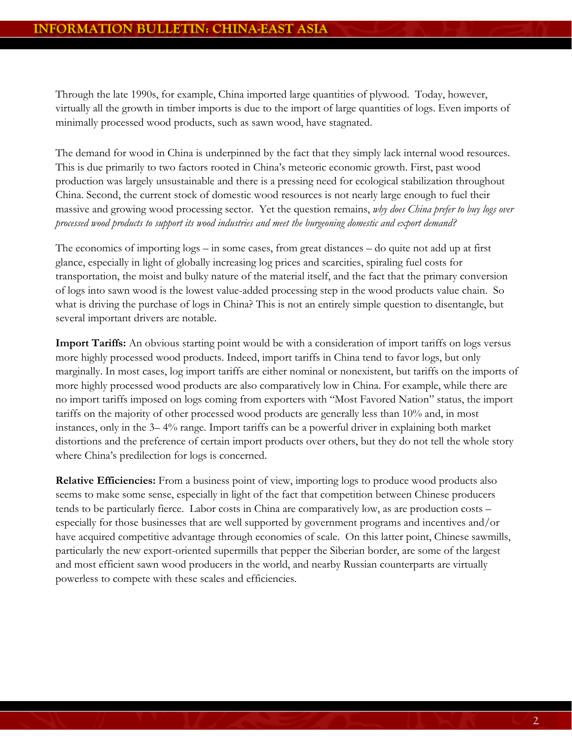Through the late 1990s, for example, China imported large quantities of plywood. Today, however, virtually all the growth in timber imports is due to the import of large quantities of logs. Even imports of minimally processed wood products, such as sawn wood, have stagnated.

The demand for wood in China is underpinned by the fact that they simply lack internal wood resources. This is due primarily to two factors rooted in China's meteoric economic growth. First, past wood production was largely unsustainable and there is a pressing need for ecological stabilization throughout China. Second, the current stock of domestic wood resources is not nearly large enough to fuel their massive and growing wood processing sector. Yet the question remains, *why does China prefer to buy logs over processed wood products to support its wood industries and meet the burgeoning domestic and export demand?*

The economics of importing logs – in some cases, from great distances – do quite not add up at first glance, especially in light of globally increasing log prices and scarcities, spiraling fuel costs for transportation, the moist and bulky nature of the material itself, and the fact that the primary conversion of logs into sawn wood is the lowest value-added processing step in the wood products value chain. So what is driving the purchase of logs in China? This is not an entirely simple question to disentangle, but several important drivers are notable.

**Import Tariffs:** An obvious starting point would be with a consideration of import tariffs on logs versus more highly processed wood products. Indeed, import tariffs in China tend to favor logs, but only marginally. In most cases, log import tariffs are either nominal or nonexistent, but tariffs on the imports of more highly processed wood products are also comparatively low in China. For example, while there are no import tariffs imposed on logs coming from exporters with "Most Favored Nation" status, the import tariffs on the majority of other processed wood products are generally less than 10% and, in most instances, only in the 3– 4% range. Import tariffs can be a powerful driver in explaining both market distortions and the preference of certain import products over others, but they do not tell the whole story where China's predilection for logs is concerned.

**Relative Efficiencies:** From a business point of view, importing logs to produce wood products also seems to make some sense, especially in light of the fact that competition between Chinese producers tends to be particularly fierce. Labor costs in China are comparatively low, as are production costs – especially for those businesses that are well supported by government programs and incentives and/or have acquired competitive advantage through economies of scale. On this latter point, Chinese sawmills, particularly the new export-oriented supermills that pepper the Siberian border, are some of the largest and most efficient sawn wood producers in the world, and nearby Russian counterparts are virtually powerless to compete with these scales and efficiencies.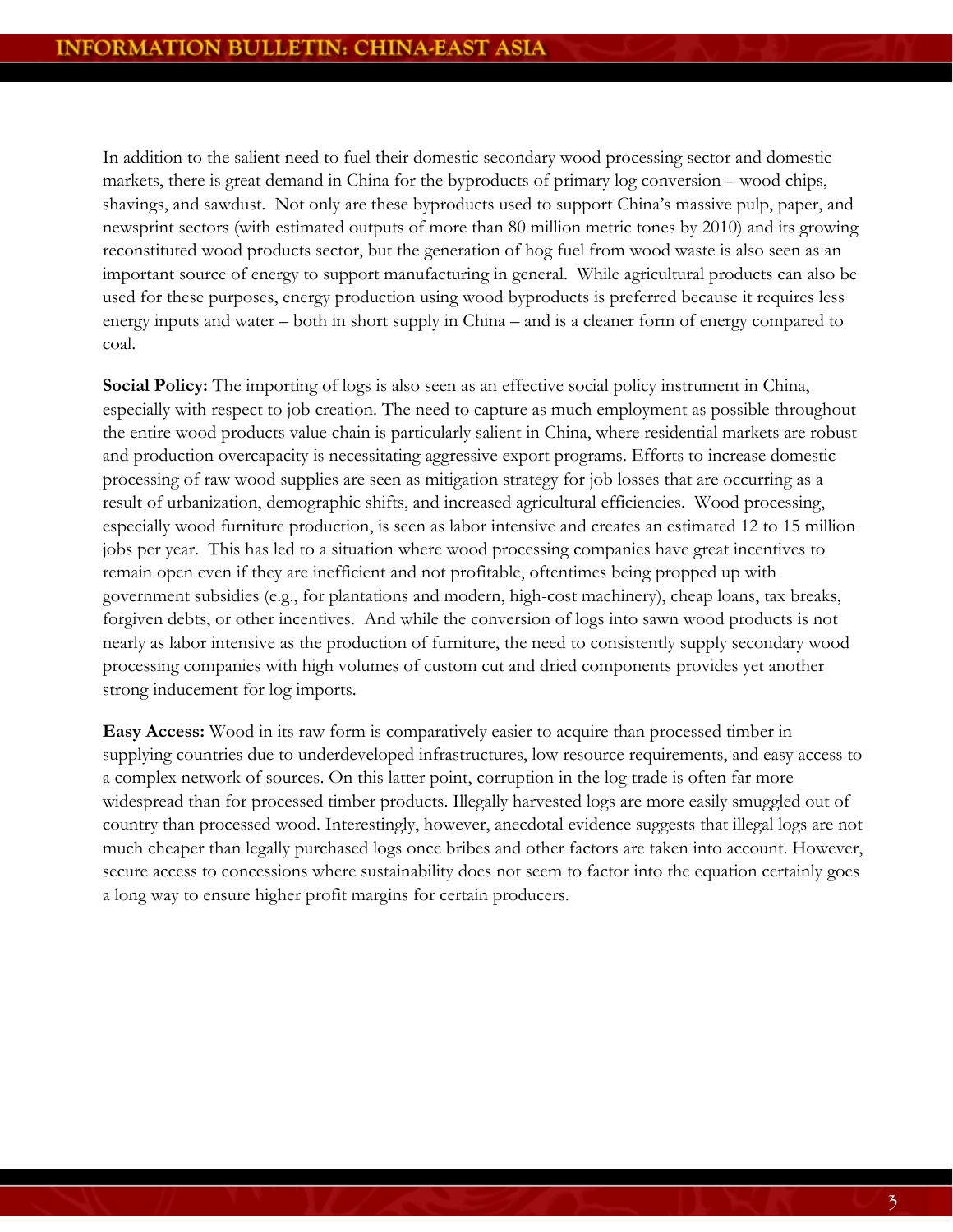In addition to the salient need to fuel their domestic secondary wood processing sector and domestic markets, there is great demand in China for the byproducts of primary log conversion – wood chips, shavings, and sawdust. Not only are these byproducts used to support China's massive pulp, paper, and newsprint sectors (with estimated outputs of more than 80 million metric tones by 2010) and its growing reconstituted wood products sector, but the generation of hog fuel from wood waste is also seen as an important source of energy to support manufacturing in general. While agricultural products can also be used for these purposes, energy production using wood byproducts is preferred because it requires less energy inputs and water – both in short supply in China – and is a cleaner form of energy compared to coal.

**Social Policy:** The importing of logs is also seen as an effective social policy instrument in China, especially with respect to job creation. The need to capture as much employment as possible throughout the entire wood products value chain is particularly salient in China, where residential markets are robust and production overcapacity is necessitating aggressive export programs. Efforts to increase domestic processing of raw wood supplies are seen as mitigation strategy for job losses that are occurring as a result of urbanization, demographic shifts, and increased agricultural efficiencies. Wood processing, especially wood furniture production, is seen as labor intensive and creates an estimated 12 to 15 million jobs per year. This has led to a situation where wood processing companies have great incentives to remain open even if they are inefficient and not profitable, oftentimes being propped up with government subsidies (e.g., for plantations and modern, high-cost machinery), cheap loans, tax breaks, forgiven debts, or other incentives. And while the conversion of logs into sawn wood products is not nearly as labor intensive as the production of furniture, the need to consistently supply secondary wood processing companies with high volumes of custom cut and dried components provides yet another strong inducement for log imports.

**Easy Access:** Wood in its raw form is comparatively easier to acquire than processed timber in supplying countries due to underdeveloped infrastructures, low resource requirements, and easy access to a complex network of sources. On this latter point, corruption in the log trade is often far more widespread than for processed timber products. Illegally harvested logs are more easily smuggled out of country than processed wood. Interestingly, however, anecdotal evidence suggests that illegal logs are not much cheaper than legally purchased logs once bribes and other factors are taken into account. However, secure access to concessions where sustainability does not seem to factor into the equation certainly goes a long way to ensure higher profit margins for certain producers.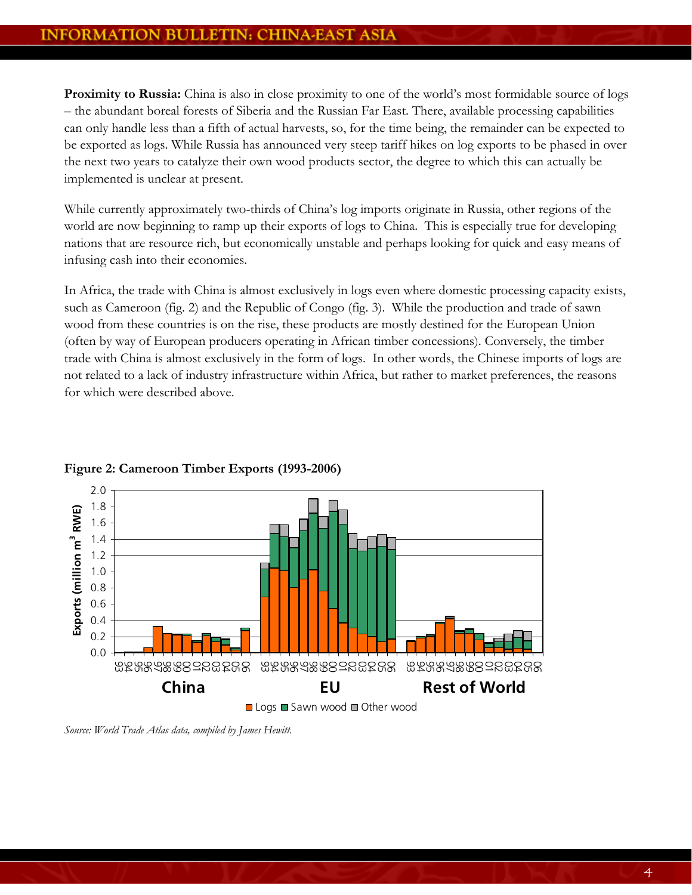**Proximity to Russia:** China is also in close proximity to one of the world's most formidable source of logs – the abundant boreal forests of Siberia and the Russian Far East. There, available processing capabilities can only handle less than a fifth of actual harvests, so, for the time being, the remainder can be expected to be exported as logs. While Russia has announced very steep tariff hikes on log exports to be phased in over the next two years to catalyze their own wood products sector, the degree to which this can actually be implemented is unclear at present.

While currently approximately two-thirds of China's log imports originate in Russia, other regions of the world are now beginning to ramp up their exports of logs to China. This is especially true for developing nations that are resource rich, but economically unstable and perhaps looking for quick and easy means of infusing cash into their economies.

In Africa, the trade with China is almost exclusively in logs even where domestic processing capacity exists, such as Cameroon (fig. 2) and the Republic of Congo (fig. 3). While the production and trade of sawn wood from these countries is on the rise, these products are mostly destined for the European Union (often by way of European producers operating in African timber concessions). Conversely, the timber trade with China is almost exclusively in the form of logs. In other words, the Chinese imports of logs are not related to a lack of industry infrastructure within Africa, but rather to market preferences, the reasons for which were described above.

**Figure 2: Cameroon Timber Exports (1993-2006)**

*Source: World Trade Atlas data, compiled by James Hewitt.*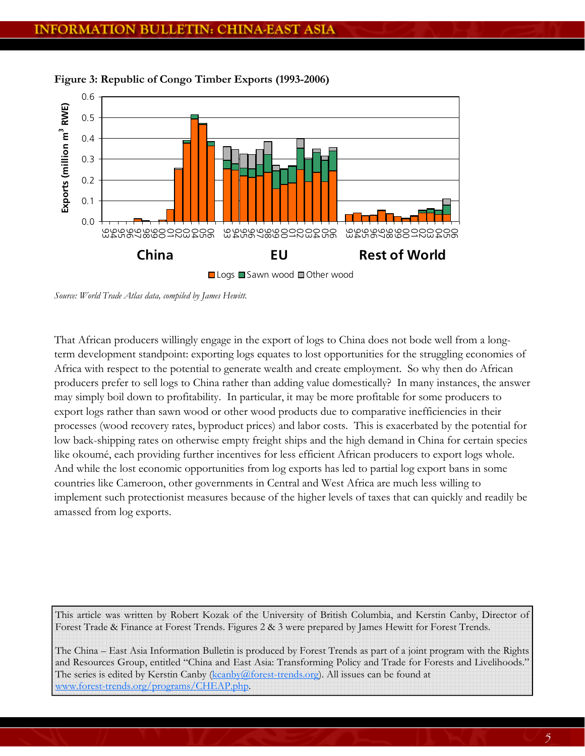**Figure 3: Republic of Congo Timber Exports (1993-2006)**

Exports (million $m^3$ RWE)

0.0
0.1
0.2
0.3
0.4
0.5
0.6

93 94 95 96 97 98 99 00 01 02 03 04 05 06

China

EU

Rest of World

Logs Sawn wood Other wood

*Source: World Trade Atlas data, compiled by James Hewitt.*

That African producers willingly engage in the export of logs to China does not bode well from a long-term development standpoint: exporting logs equates to lost opportunities for the struggling economies of Africa with respect to the potential to generate wealth and create employment. So why then do African producers prefer to sell logs to China rather than adding value domestically? In many instances, the answer may simply boil down to profitability. In particular, it may be more profitable for some producers to export logs rather than sawn wood or other wood products due to comparative inefficiencies in their processes (wood recovery rates, byproduct prices) and labor costs. This is exacerbated by the potential for low back-shipping rates on otherwise empty freight ships and the high demand in China for certain species like okoumé, each providing further incentives for less efficient African producers to export logs whole. And while the lost economic opportunities from log exports has led to partial log export bans in some countries like Cameroon, other governments in Central and West Africa are much less willing to implement such protectionist measures because of the higher levels of taxes that can quickly and readily be amassed from log exports.

This article was written by Robert Kozak of the University of British Columbia, and Kerstin Canby, Director of Forest Trade & Finance at Forest Trends. Figures 2 & 3 were prepared by James Hewitt for Forest Trends.

The China – East Asia Information Bulletin is produced by Forest Trends as part of a joint program with the Rights and Resources Group, entitled "China and East Asia: Transforming Policy and Trade for Forests and Livelihoods." The series is edited by Kerstin Canby (kcanby@forest-trends.org). All issues can be found at www.forest-trends.org/programs/CHEAP.php.